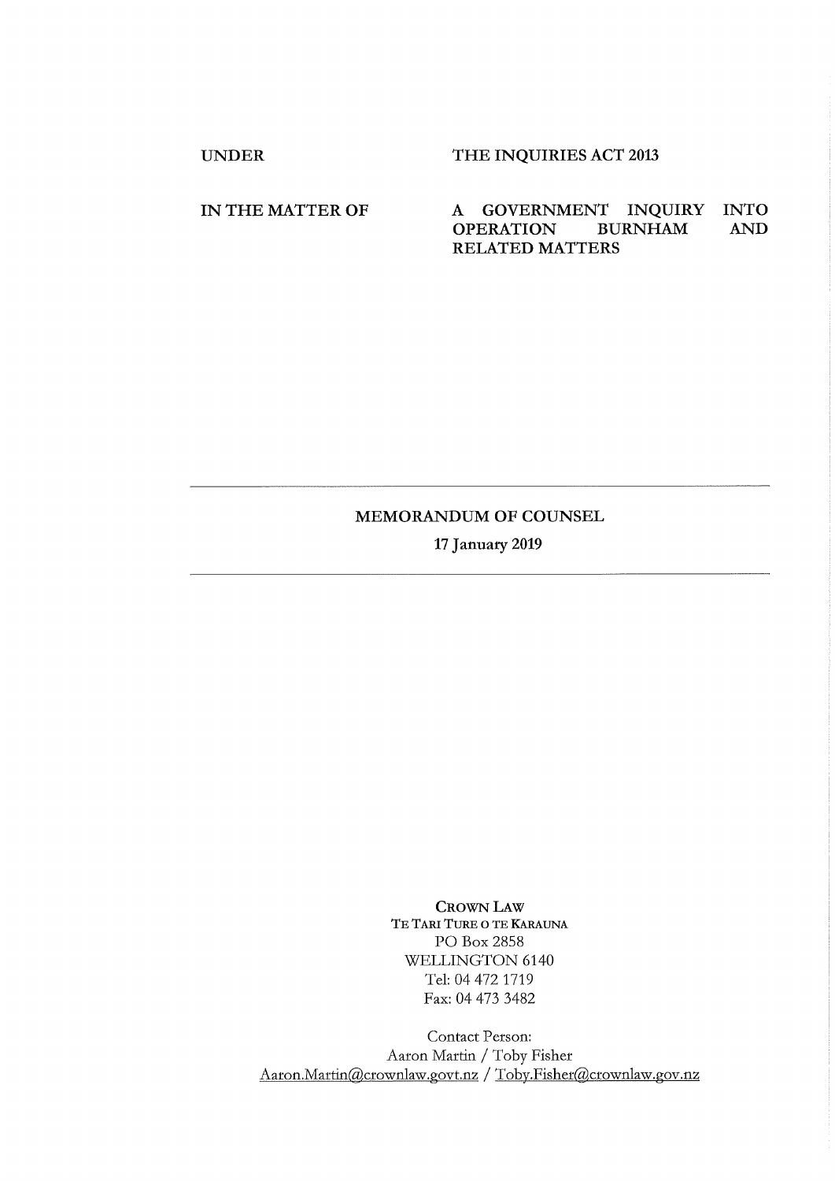| | |
|---|---|
| **UNDER** | **THE INQUIRIES ACT 2013** |
| **IN THE MATTER OF** | **A GOVERNMENT INQUIRY INTO OPERATION BURNHAM AND RELATED MATTERS** |

---

**MEMORANDUM OF COUNSEL**

**17 January 2019**

---

CROWN LAW
TE TARI TURE O TE KARAUNA
PO Box 2858
WELLINGTON 6140
Tel: 04 472 1719
Fax: 04 473 3482

Contact Person:
Aaron Martin / Toby Fisher
Aaron.Martin@crownlaw.govt.nz / Toby.Fisher@crownlaw.gov.nz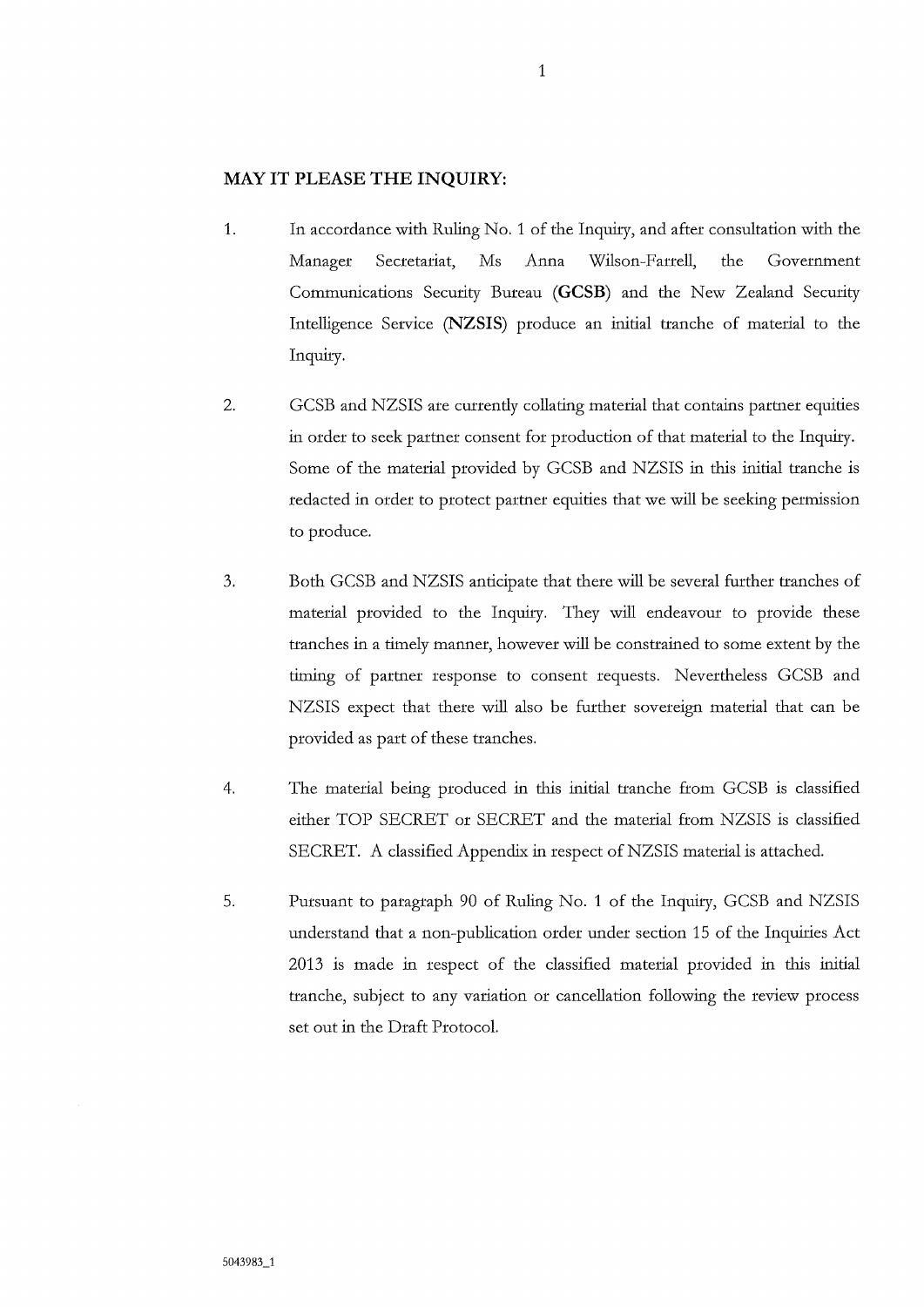**MAY IT PLEASE THE INQUIRY:**

1. In accordance with Ruling No. 1 of the Inquiry, and after consultation with the Manager Secretariat, Ms Anna Wilson-Farrell, the Government Communications Security Bureau (**GCSB**) and the New Zealand Security Intelligence Service (**NZSIS**) produce an initial tranche of material to the Inquiry.

2. GCSB and NZSIS are currently collating material that contains partner equities in order to seek partner consent for production of that material to the Inquiry. Some of the material provided by GCSB and NZSIS in this initial tranche is redacted in order to protect partner equities that we will be seeking permission to produce.

3. Both GCSB and NZSIS anticipate that there will be several further tranches of material provided to the Inquiry. They will endeavour to provide these tranches in a timely manner, however will be constrained to some extent by the timing of partner response to consent requests. Nevertheless GCSB and NZSIS expect that there will also be further sovereign material that can be provided as part of these tranches.

4. The material being produced in this initial tranche from GCSB is classified either TOP SECRET or SECRET and the material from NZSIS is classified SECRET. A classified Appendix in respect of NZSIS material is attached.

5. Pursuant to paragraph 90 of Ruling No. 1 of the Inquiry, GCSB and NZSIS understand that a non-publication order under section 15 of the Inquiries Act 2013 is made in respect of the classified material provided in this initial tranche, subject to any variation or cancellation following the review process set out in the Draft Protocol.

5043983_1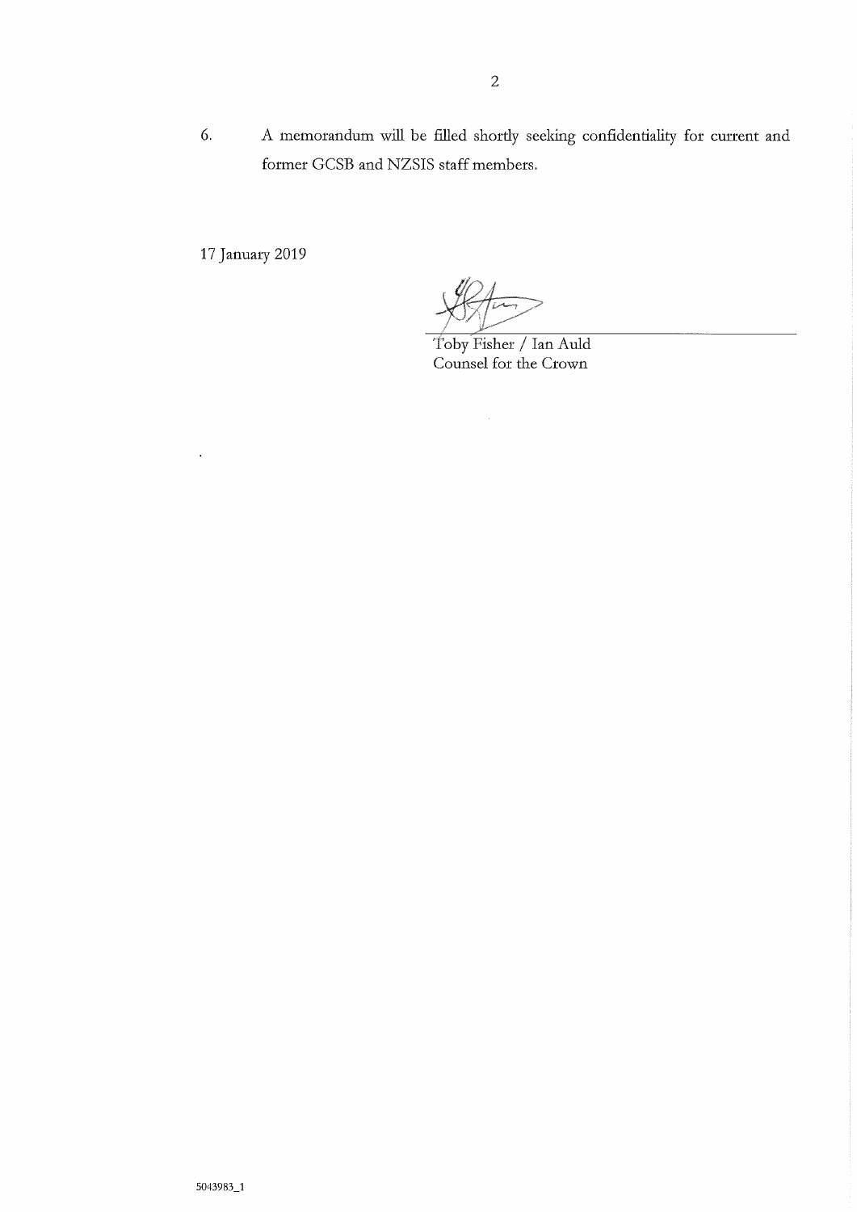6. A memorandum will be filled shortly seeking confidentiality for current and former GCSB and NZSIS staff members.

17 January 2019

Toby Fisher / Ian Auld
Counsel for the Crown

5043983_1